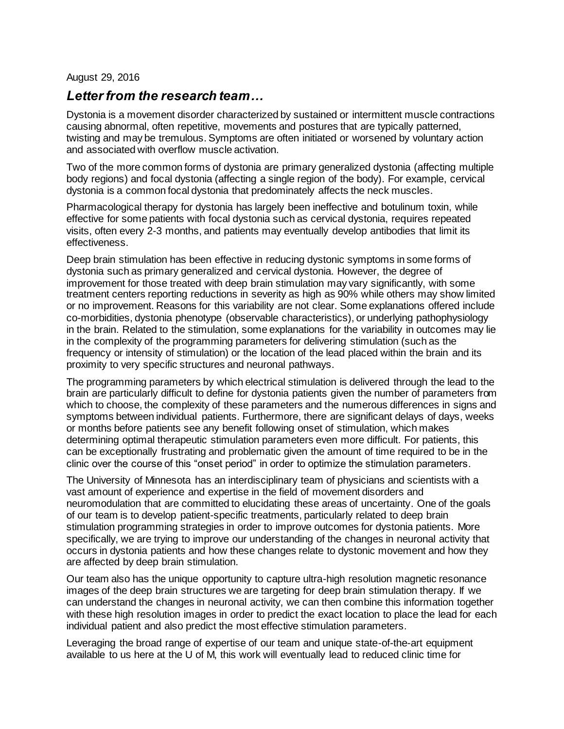August 29, 2016

## *Letter from the research team…*

Dystonia is a movement disorder characterized by sustained or intermittent muscle contractions causing abnormal, often repetitive, movements and postures that are typically patterned, twisting and may be tremulous. Symptoms are often initiated or worsened by voluntary action and associated with overflow muscle activation.

Two of the more common forms of dystonia are primary generalized dystonia (affecting multiple body regions) and focal dystonia (affecting a single region of the body). For example, cervical dystonia is a common focal dystonia that predominately affects the neck muscles.

Pharmacological therapy for dystonia has largely been ineffective and botulinum toxin, while effective for some patients with focal dystonia such as cervical dystonia, requires repeated visits, often every 2-3 months, and patients may eventually develop antibodies that limit its effectiveness.

Deep brain stimulation has been effective in reducing dystonic symptoms in some forms of dystonia such as primary generalized and cervical dystonia. However, the degree of improvement for those treated with deep brain stimulation may vary significantly, with some treatment centers reporting reductions in severity as high as 90% while others may show limited or no improvement. Reasons for this variability are not clear. Some explanations offered include co-morbidities, dystonia phenotype (observable characteristics), or underlying pathophysiology in the brain. Related to the stimulation, some explanations for the variability in outcomes may lie in the complexity of the programming parameters for delivering stimulation (such as the frequency or intensity of stimulation) or the location of the lead placed within the brain and its proximity to very specific structures and neuronal pathways.

The programming parameters by which electrical stimulation is delivered through the lead to the brain are particularly difficult to define for dystonia patients given the number of parameters from which to choose, the complexity of these parameters and the numerous differences in signs and symptoms between individual patients. Furthermore, there are significant delays of days, weeks or months before patients see any benefit following onset of stimulation, which makes determining optimal therapeutic stimulation parameters even more difficult. For patients, this can be exceptionally frustrating and problematic given the amount of time required to be in the clinic over the course of this "onset period" in order to optimize the stimulation parameters.

The University of Minnesota has an interdisciplinary team of physicians and scientists with a vast amount of experience and expertise in the field of movement disorders and neuromodulation that are committed to elucidating these areas of uncertainty. One of the goals of our team is to develop patient-specific treatments, particularly related to deep brain stimulation programming strategies in order to improve outcomes for dystonia patients. More specifically, we are trying to improve our understanding of the changes in neuronal activity that occurs in dystonia patients and how these changes relate to dystonic movement and how they are affected by deep brain stimulation.

Our team also has the unique opportunity to capture ultra-high resolution magnetic resonance images of the deep brain structures we are targeting for deep brain stimulation therapy. If we can understand the changes in neuronal activity, we can then combine this information together with these high resolution images in order to predict the exact location to place the lead for each individual patient and also predict the most effective stimulation parameters.

Leveraging the broad range of expertise of our team and unique state-of-the-art equipment available to us here at the U of M, this work will eventually lead to reduced clinic time for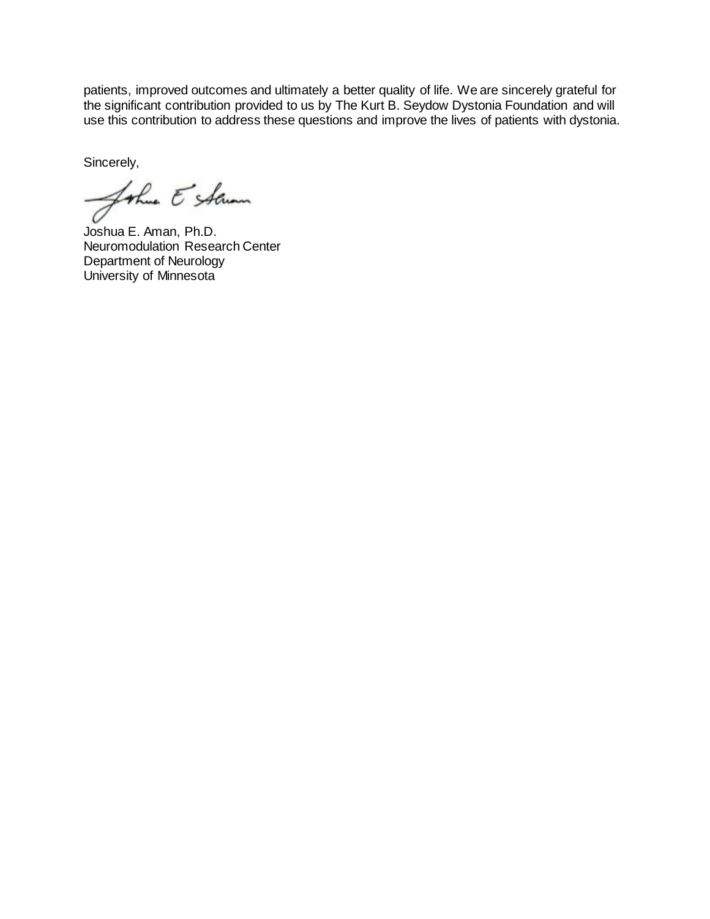patients, improved outcomes and ultimately a better quality of life. We are sincerely grateful for the significant contribution provided to us by The Kurt B. Seydow Dystonia Foundation and will use this contribution to address these questions and improve the lives of patients with dystonia.

Sincerely,

Joshua E. Aman, Ph.D.
Neuromodulation Research Center
Department of Neurology
University of Minnesota